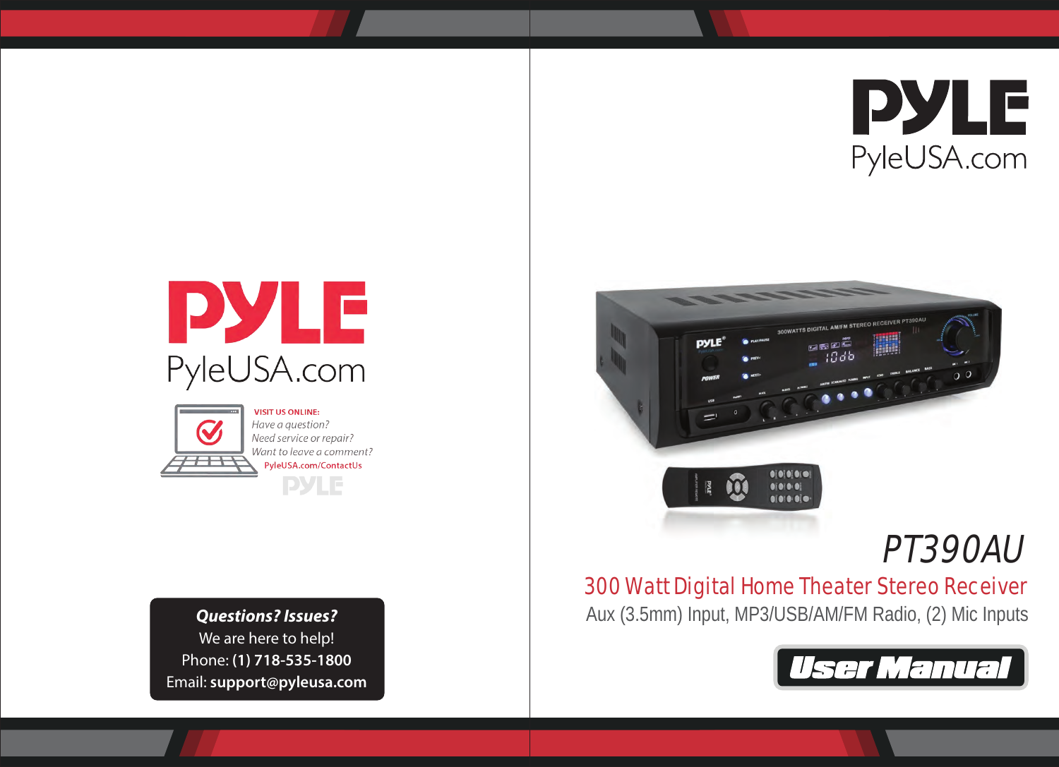PYLE

PyleUSA.com

VISIT US ONLINE:

*Have a question?*
*Need service or repair?*
*Want to leave a comment?*

PyleUSA.com/ContactUs

**Questions? Issues?**

We are here to help!

Phone: **(1) 718-535-1800**

Email: **support@pyleusa.com**

PYLE

PyleUSA.com

# PT390AU

## 300 Watt Digital Home Theater Stereo Receiver

Aux (3.5mm) Input, MP3/USB/AM/FM Radio, (2) Mic Inputs

**User Manual**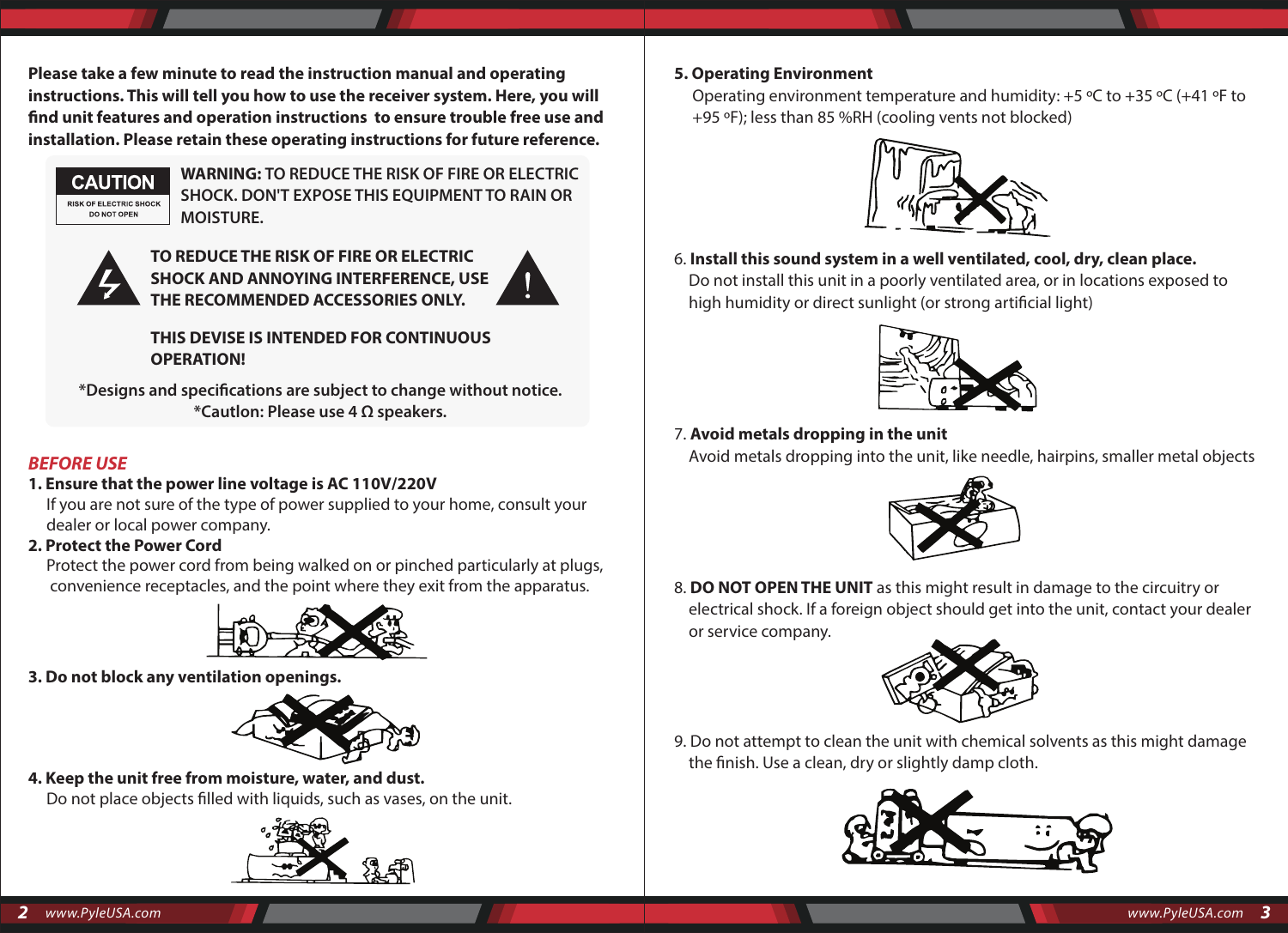**Please take a few minute to read the instruction manual and operating instructions. This will tell you how to use the receiver system. Here, you will find unit features and operation instructions to ensure trouble free use and installation. Please retain these operating instructions for future reference.**

CAUTION
RISK OF ELECTRIC SHOCK
DO NOT OPEN

**WARNING:** TO REDUCE THE RISK OF FIRE OR ELECTRIC SHOCK. DON'T EXPOSE THIS EQUIPMENT TO RAIN OR MOISTURE.

**TO REDUCE THE RISK OF FIRE OR ELECTRIC SHOCK AND ANNOYING INTERFERENCE, USE THE RECOMMENDED ACCESSORIES ONLY.**

**THIS DEVISE IS INTENDED FOR CONTINUOUS OPERATION!**

*Designs and specifications are subject to change without notice.
*Cautlon: Please use 4 Ω speakers.

## *BEFORE USE*

**1. Ensure that the power line voltage is AC 110V/220V**
If you are not sure of the type of power supplied to your home, consult your dealer or local power company.

**2. Protect the Power Cord**
Protect the power cord from being walked on or pinched particularly at plugs, convenience receptacles, and the point where they exit from the apparatus.

**3. Do not block any ventilation openings.**

**4. Keep the unit free from moisture, water, and dust.**
Do not place objects filled with liquids, such as vases, on the unit.

**5. Operating Environment**
Operating environment temperature and humidity: +5 ºC to +35 ºC (+41 ºF to +95 ºF); less than 85 %RH (cooling vents not blocked)

6. **Install this sound system in a well ventilated, cool, dry, clean place.**
Do not install this unit in a poorly ventilated area, or in locations exposed to high humidity or direct sunlight (or strong artificial light)

7. **Avoid metals dropping in the unit**
Avoid metals dropping into the unit, like needle, hairpins, smaller metal objects

8. **DO NOT OPEN THE UNIT** as this might result in damage to the circuitry or electrical shock. If a foreign object should get into the unit, contact your dealer or service company.

9. Do not attempt to clean the unit with chemical solvents as this might damage the finish. Use a clean, dry or slightly damp cloth.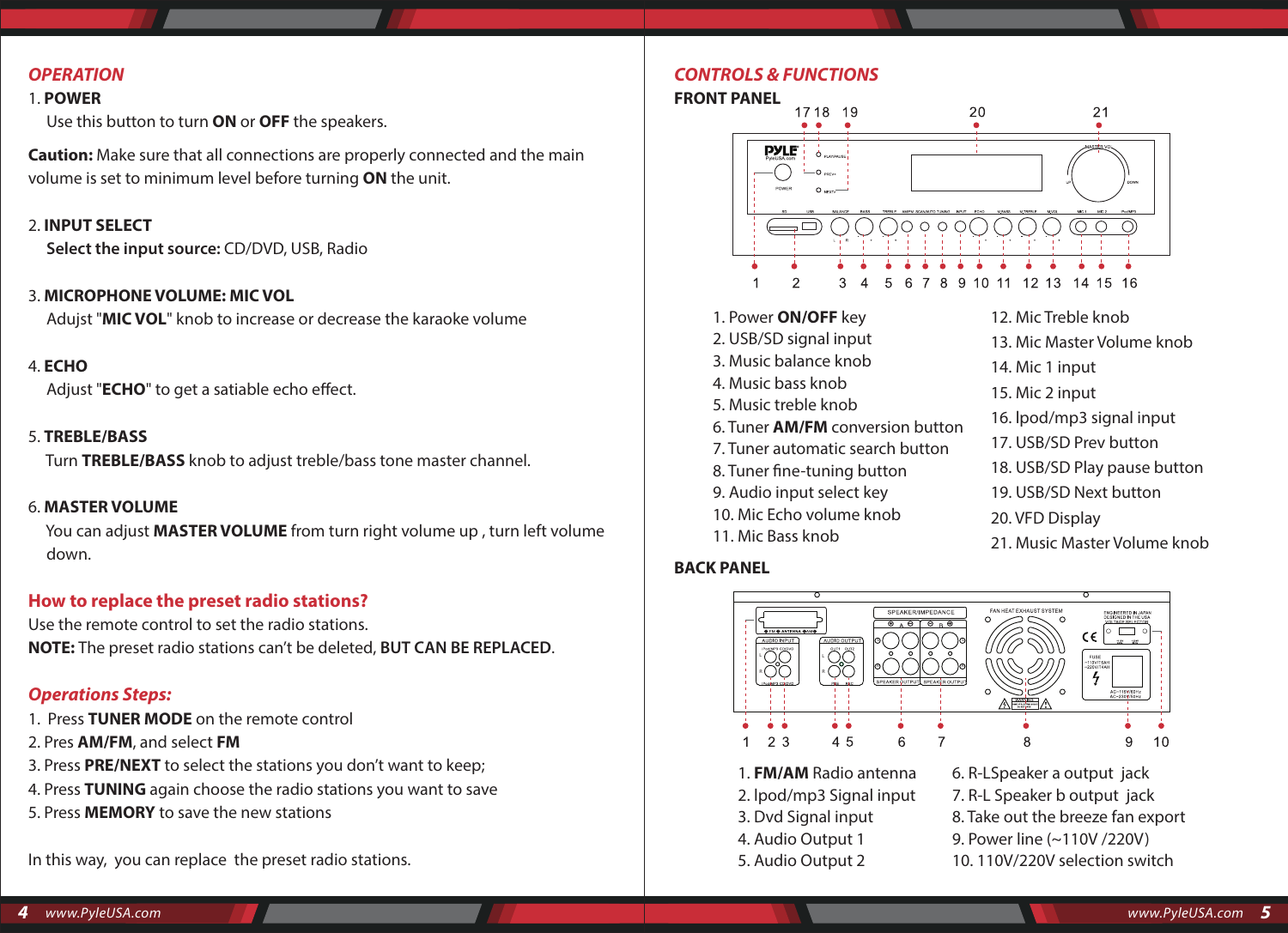## OPERATION

1. **POWER**

   Use this button to turn **ON** or **OFF** the speakers.

**Caution:** Make sure that all connections are properly connected and the main volume is set to minimum level before turning **ON** the unit.

2. **INPUT SELECT**

   **Select the input source:** CD/DVD, USB, Radio

3. **MICROPHONE VOLUME: MIC VOL**

   Adjust "**MIC VOL**" knob to increase or decrease the karaoke volume

4. **ECHO**

   Adjust "**ECHO**" to get a satiable echo effect.

5. **TREBLE/BASS**

   Turn **TREBLE/BASS** knob to adjust treble/bass tone master channel.

6. **MASTER VOLUME**

   You can adjust **MASTER VOLUME** from turn right volume up , turn left volume down.

### How to replace the preset radio stations?

Use the remote control to set the radio stations.

**NOTE:** The preset radio stations can't be deleted, **BUT CAN BE REPLACED**.

### *Operations Steps:*

1. Press **TUNER MODE** on the remote control
2. Pres **AM/FM**, and select **FM**
3. Press **PRE/NEXT** to select the stations you don't want to keep;
4. Press **TUNING** again choose the radio stations you want to save
5. Press **MEMORY** to save the new stations

In this way, you can replace the preset radio stations.

## CONTROLS & FUNCTIONS

### FRONT PANEL

1. Power **ON/OFF** key
2. USB/SD signal input
3. Music balance knob
4. Music bass knob
5. Music treble knob
6. Tuner **AM/FM** conversion button
7. Tuner automatic search button
8. Tuner fine-tuning button
9. Audio input select key
10. Mic Echo volume knob
11. Mic Bass knob
12. Mic Treble knob
13. Mic Master Volume knob
14. Mic 1 input
15. Mic 2 input
16. Ipod/mp3 signal input
17. USB/SD Prev button
18. USB/SD Play pause button
19. USB/SD Next button
20. VFD Display
21. Music Master Volume knob

### BACK PANEL

1. **FM/AM** Radio antenna
2. Ipod/mp3 Signal input
3. Dvd Signal input
4. Audio Output 1
5. Audio Output 2
6. R-LSpeaker a output jack
7. R-L Speaker b output jack
8. Take out the breeze fan export
9. Power line (~110V /220V)
10. 110V/220V selection switch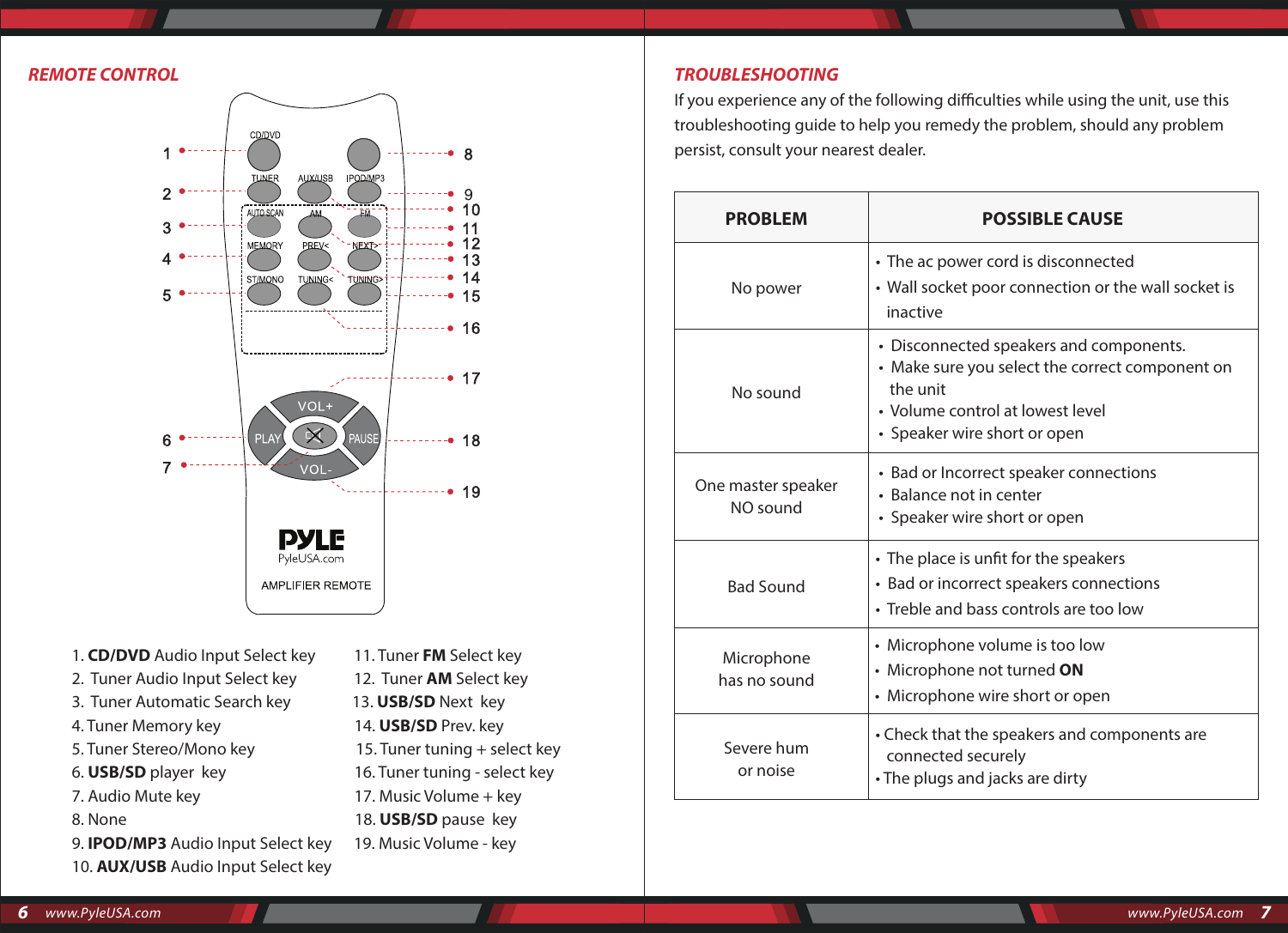## REMOTE CONTROL

1. **CD/DVD** Audio Input Select key
2. Tuner Audio Input Select key
3. Tuner Automatic Search key
4. Tuner Memory key
5. Tuner Stereo/Mono key
6. **USB/SD** player key
7. Audio Mute key
8. None
9. **IPOD/MP3** Audio Input Select key
10. **AUX/USB** Audio Input Select key
11. Tuner **FM** Select key
12. Tuner **AM** Select key
13. **USB/SD** Next key
14. **USB/SD** Prev. key
15. Tuner tuning + select key
16. Tuner tuning - select key
17. Music Volume + key
18. **USB/SD** pause key
19. Music Volume - key

## TROUBLESHOOTING

If you experience any of the following difficulties while using the unit, use this troubleshooting guide to help you remedy the problem, should any problem persist, consult your nearest dealer.

| PROBLEM | POSSIBLE CAUSE |
|---|---|
| No power | • The ac power cord is disconnected<br>• Wall socket poor connection or the wall socket is inactive |
| No sound | • Disconnected speakers and components.<br>• Make sure you select the correct component on the unit<br>• Volume control at lowest level<br>• Speaker wire short or open |
| One master speaker NO sound | • Bad or Incorrect speaker connections<br>• Balance not in center<br>• Speaker wire short or open |
| Bad Sound | • The place is unfit for the speakers<br>• Bad or incorrect speakers connections<br>• Treble and bass controls are too low |
| Microphone has no sound | • Microphone volume is too low<br>• Microphone not turned **ON**<br>• Microphone wire short or open |
| Severe hum or noise | • Check that the speakers and components are connected securely<br>• The plugs and jacks are dirty |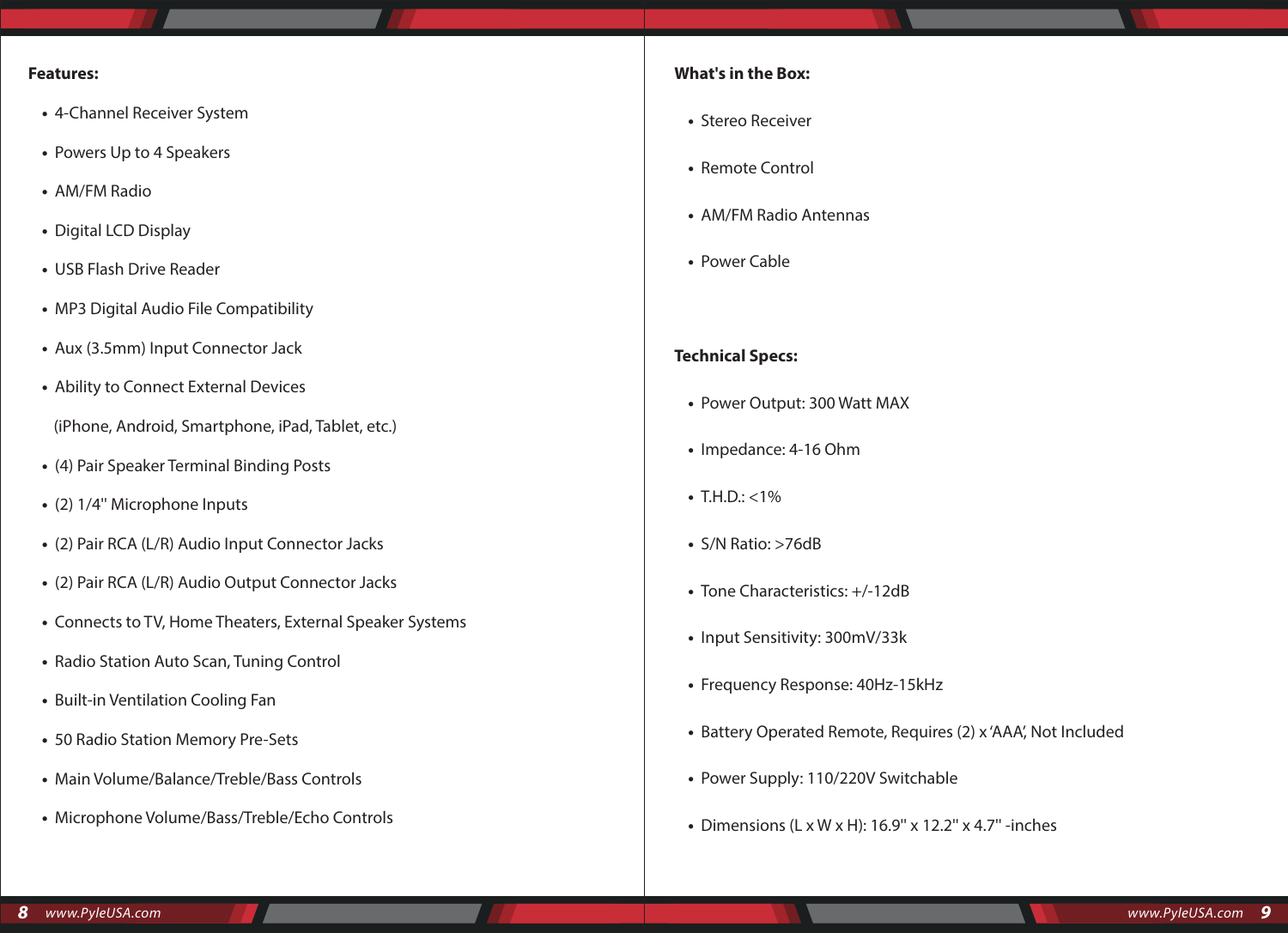**Features:**

- 4-Channel Receiver System
- Powers Up to 4 Speakers
- AM/FM Radio
- Digital LCD Display
- USB Flash Drive Reader
- MP3 Digital Audio File Compatibility
- Aux (3.5mm) Input Connector Jack
- Ability to Connect External Devices
  (iPhone, Android, Smartphone, iPad, Tablet, etc.)
- (4) Pair Speaker Terminal Binding Posts
- (2) 1/4'' Microphone Inputs
- (2) Pair RCA (L/R) Audio Input Connector Jacks
- (2) Pair RCA (L/R) Audio Output Connector Jacks
- Connects to TV, Home Theaters, External Speaker Systems
- Radio Station Auto Scan, Tuning Control
- Built-in Ventilation Cooling Fan
- 50 Radio Station Memory Pre-Sets
- Main Volume/Balance/Treble/Bass Controls
- Microphone Volume/Bass/Treble/Echo Controls

**What's in the Box:**

- Stereo Receiver
- Remote Control
- AM/FM Radio Antennas
- Power Cable

**Technical Specs:**

- Power Output: 300 Watt MAX
- Impedance: 4-16 Ohm
- T.H.D.: <1%
- S/N Ratio: >76dB
- Tone Characteristics: +/-12dB
- Input Sensitivity: 300mV/33k
- Frequency Response: 40Hz-15kHz
- Battery Operated Remote, Requires (2) x 'AAA', Not Included
- Power Supply: 110/220V Switchable
- Dimensions (L x W x H): 16.9'' x 12.2'' x 4.7'' -inches